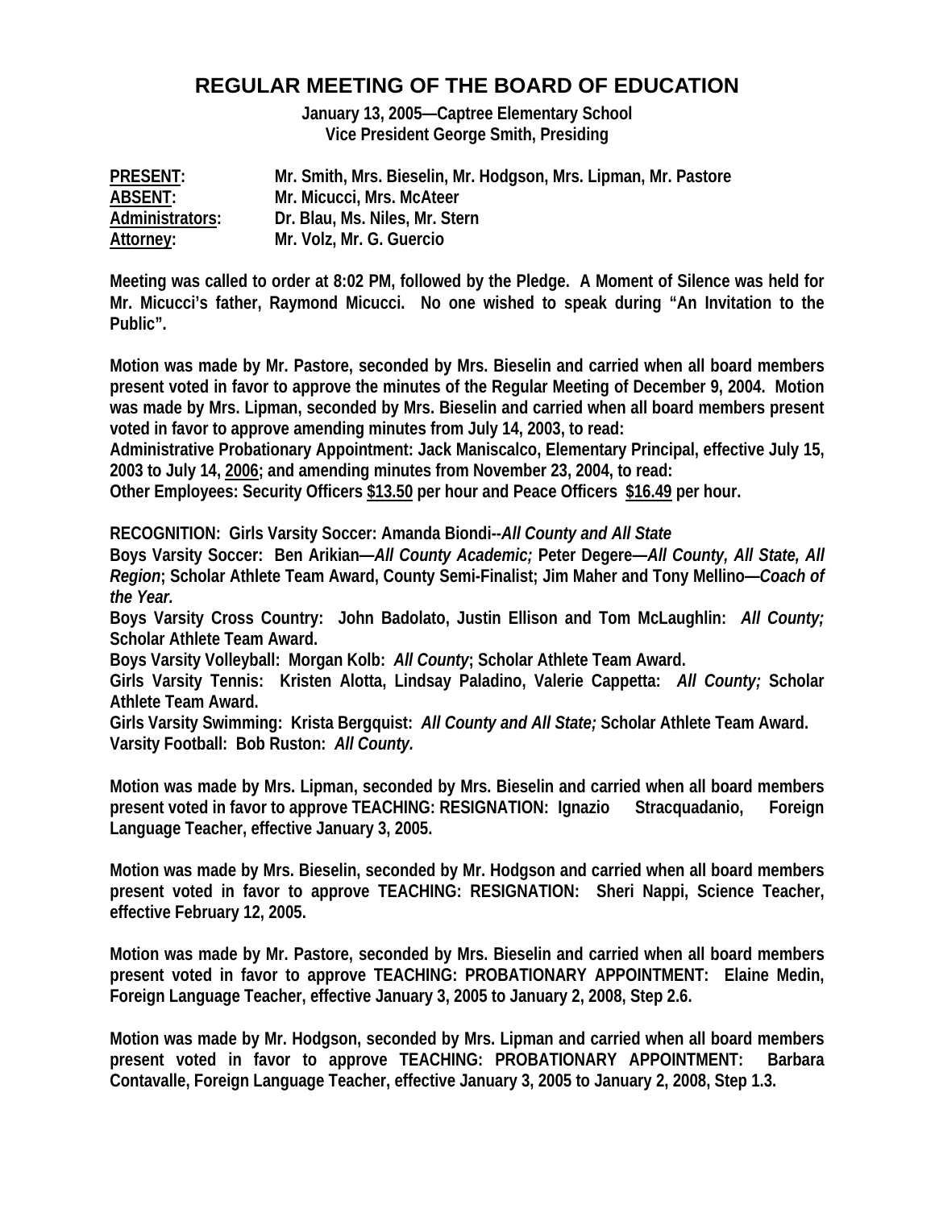# REGULAR MEETING OF THE BOARD OF EDUCATION

**January 13, 2005—Captree Elementary School**
**Vice President George Smith, Presiding**

**PRESENT:** Mr. Smith, Mrs. Bieselin, Mr. Hodgson, Mrs. Lipman, Mr. Pastore
**ABSENT:** Mr. Micucci, Mrs. McAteer
**Administrators:** Dr. Blau, Ms. Niles, Mr. Stern
**Attorney:** Mr. Volz, Mr. G. Guercio

**Meeting was called to order at 8:02 PM, followed by the Pledge. A Moment of Silence was held for Mr. Micucci's father, Raymond Micucci. No one wished to speak during "An Invitation to the Public".**

**Motion was made by Mr. Pastore, seconded by Mrs. Bieselin and carried when all board members present voted in favor to approve the minutes of the Regular Meeting of December 9, 2004. Motion was made by Mrs. Lipman, seconded by Mrs. Bieselin and carried when all board members present voted in favor to approve amending minutes from July 14, 2003, to read:**
**Administrative Probationary Appointment: Jack Maniscalco, Elementary Principal, effective July 15, 2003 to July 14, 2006; and amending minutes from November 23, 2004, to read:**
**Other Employees: Security Officers $13.50 per hour and Peace Officers $16.49 per hour.**

**RECOGNITION: Girls Varsity Soccer: Amanda Biondi--*All County and All State***
**Boys Varsity Soccer: Ben Arikian—*All County Academic;* Peter Degere—*All County, All State, All Region*; Scholar Athlete Team Award, County Semi-Finalist; Jim Maher and Tony Mellino—*Coach of the Year.***
**Boys Varsity Cross Country: John Badolato, Justin Ellison and Tom McLaughlin: *All County;* Scholar Athlete Team Award.**
**Boys Varsity Volleyball: Morgan Kolb: *All County*; Scholar Athlete Team Award.**
**Girls Varsity Tennis: Kristen Alotta, Lindsay Paladino, Valerie Cappetta: *All County;* Scholar Athlete Team Award.**
**Girls Varsity Swimming: Krista Bergquist: *All County and All State;* Scholar Athlete Team Award.**
**Varsity Football: Bob Ruston: *All County.***

**Motion was made by Mrs. Lipman, seconded by Mrs. Bieselin and carried when all board members present voted in favor to approve TEACHING: RESIGNATION: Ignazio Stracquadanio, Foreign Language Teacher, effective January 3, 2005.**

**Motion was made by Mrs. Bieselin, seconded by Mr. Hodgson and carried when all board members present voted in favor to approve TEACHING: RESIGNATION: Sheri Nappi, Science Teacher, effective February 12, 2005.**

**Motion was made by Mr. Pastore, seconded by Mrs. Bieselin and carried when all board members present voted in favor to approve TEACHING: PROBATIONARY APPOINTMENT: Elaine Medin, Foreign Language Teacher, effective January 3, 2005 to January 2, 2008, Step 2.6.**

**Motion was made by Mr. Hodgson, seconded by Mrs. Lipman and carried when all board members present voted in favor to approve TEACHING: PROBATIONARY APPOINTMENT: Barbara Contavalle, Foreign Language Teacher, effective January 3, 2005 to January 2, 2008, Step 1.3.**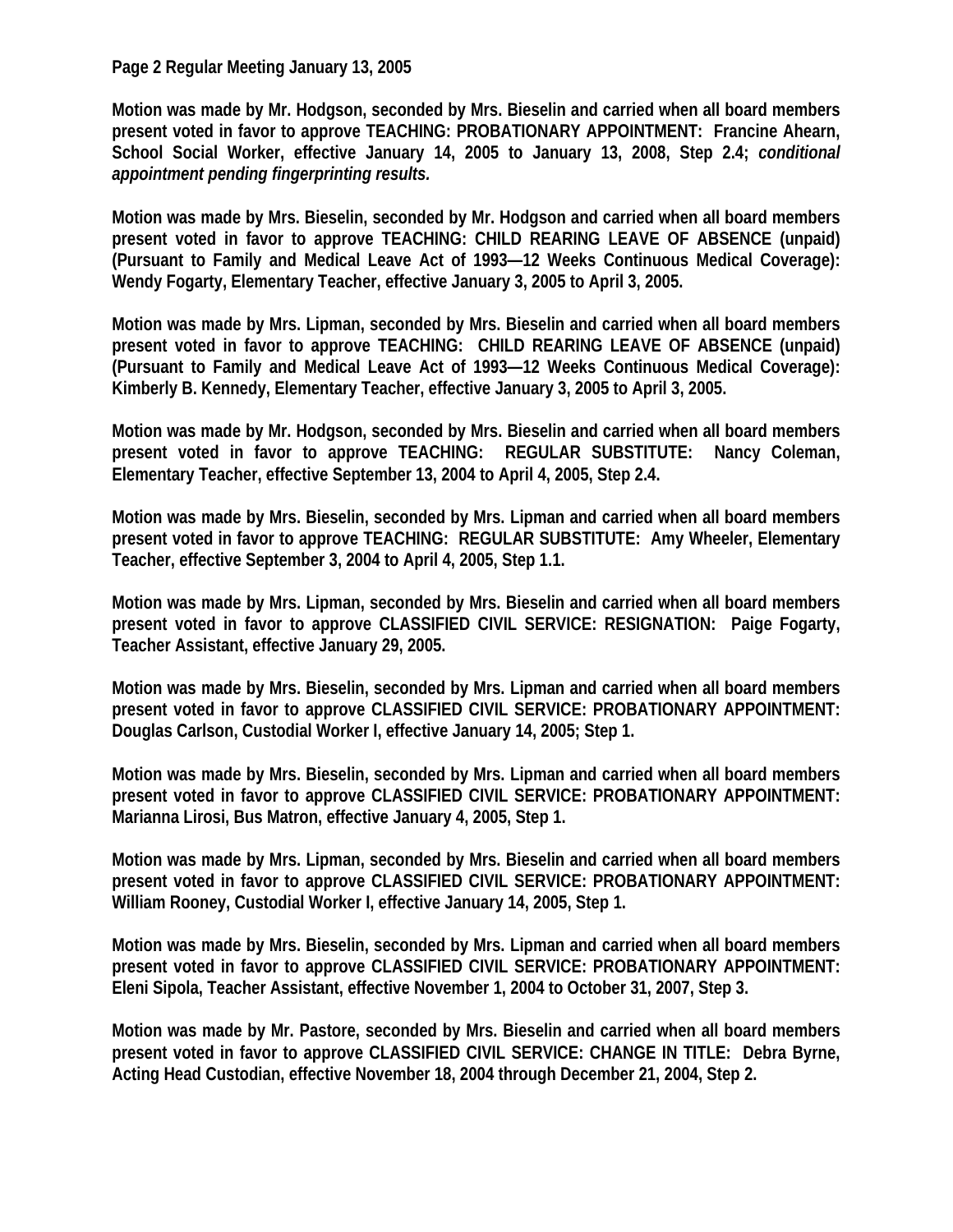**Page 2 Regular Meeting January 13, 2005**

**Motion was made by Mr. Hodgson, seconded by Mrs. Bieselin and carried when all board members present voted in favor to approve TEACHING: PROBATIONARY APPOINTMENT: Francine Ahearn, School Social Worker, effective January 14, 2005 to January 13, 2008, Step 2.4; *conditional appointment pending fingerprinting results.***

**Motion was made by Mrs. Bieselin, seconded by Mr. Hodgson and carried when all board members present voted in favor to approve TEACHING: CHILD REARING LEAVE OF ABSENCE (unpaid) (Pursuant to Family and Medical Leave Act of 1993—12 Weeks Continuous Medical Coverage): Wendy Fogarty, Elementary Teacher, effective January 3, 2005 to April 3, 2005.**

**Motion was made by Mrs. Lipman, seconded by Mrs. Bieselin and carried when all board members present voted in favor to approve TEACHING: CHILD REARING LEAVE OF ABSENCE (unpaid) (Pursuant to Family and Medical Leave Act of 1993—12 Weeks Continuous Medical Coverage): Kimberly B. Kennedy, Elementary Teacher, effective January 3, 2005 to April 3, 2005.**

**Motion was made by Mr. Hodgson, seconded by Mrs. Bieselin and carried when all board members present voted in favor to approve TEACHING: REGULAR SUBSTITUTE: Nancy Coleman, Elementary Teacher, effective September 13, 2004 to April 4, 2005, Step 2.4.**

**Motion was made by Mrs. Bieselin, seconded by Mrs. Lipman and carried when all board members present voted in favor to approve TEACHING: REGULAR SUBSTITUTE: Amy Wheeler, Elementary Teacher, effective September 3, 2004 to April 4, 2005, Step 1.1.**

**Motion was made by Mrs. Lipman, seconded by Mrs. Bieselin and carried when all board members present voted in favor to approve CLASSIFIED CIVIL SERVICE: RESIGNATION: Paige Fogarty, Teacher Assistant, effective January 29, 2005.**

**Motion was made by Mrs. Bieselin, seconded by Mrs. Lipman and carried when all board members present voted in favor to approve CLASSIFIED CIVIL SERVICE: PROBATIONARY APPOINTMENT: Douglas Carlson, Custodial Worker I, effective January 14, 2005; Step 1.**

**Motion was made by Mrs. Bieselin, seconded by Mrs. Lipman and carried when all board members present voted in favor to approve CLASSIFIED CIVIL SERVICE: PROBATIONARY APPOINTMENT: Marianna Lirosi, Bus Matron, effective January 4, 2005, Step 1.**

**Motion was made by Mrs. Lipman, seconded by Mrs. Bieselin and carried when all board members present voted in favor to approve CLASSIFIED CIVIL SERVICE: PROBATIONARY APPOINTMENT: William Rooney, Custodial Worker I, effective January 14, 2005, Step 1.**

**Motion was made by Mrs. Bieselin, seconded by Mrs. Lipman and carried when all board members present voted in favor to approve CLASSIFIED CIVIL SERVICE: PROBATIONARY APPOINTMENT: Eleni Sipola, Teacher Assistant, effective November 1, 2004 to October 31, 2007, Step 3.**

**Motion was made by Mr. Pastore, seconded by Mrs. Bieselin and carried when all board members present voted in favor to approve CLASSIFIED CIVIL SERVICE: CHANGE IN TITLE: Debra Byrne, Acting Head Custodian, effective November 18, 2004 through December 21, 2004, Step 2.**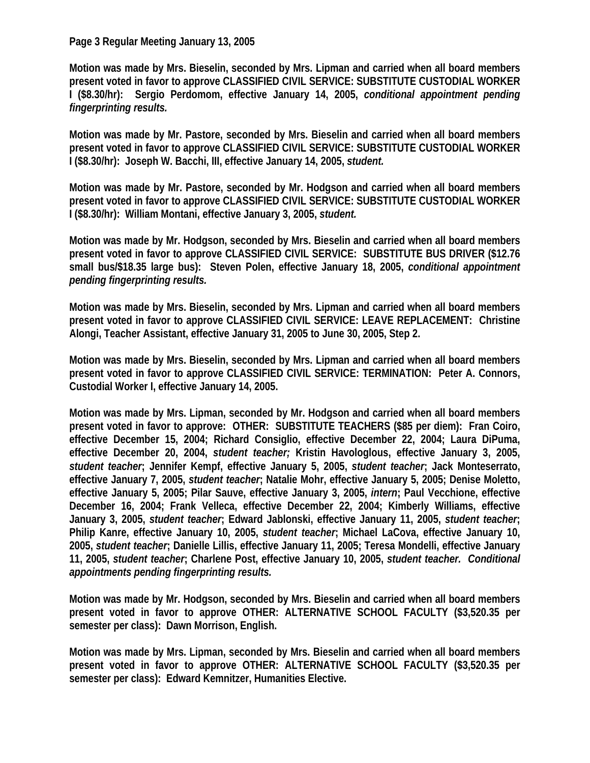**Page 3 Regular Meeting January 13, 2005**

**Motion was made by Mrs. Bieselin, seconded by Mrs. Lipman and carried when all board members present voted in favor to approve CLASSIFIED CIVIL SERVICE: SUBSTITUTE CUSTODIAL WORKER I ($8.30/hr): Sergio Perdomom, effective January 14, 2005, *conditional appointment pending fingerprinting results.***

**Motion was made by Mr. Pastore, seconded by Mrs. Bieselin and carried when all board members present voted in favor to approve CLASSIFIED CIVIL SERVICE: SUBSTITUTE CUSTODIAL WORKER I ($8.30/hr): Joseph W. Bacchi, III, effective January 14, 2005, *student.***

**Motion was made by Mr. Pastore, seconded by Mr. Hodgson and carried when all board members present voted in favor to approve CLASSIFIED CIVIL SERVICE: SUBSTITUTE CUSTODIAL WORKER I ($8.30/hr): William Montani, effective January 3, 2005, *student.***

**Motion was made by Mr. Hodgson, seconded by Mrs. Bieselin and carried when all board members present voted in favor to approve CLASSIFIED CIVIL SERVICE: SUBSTITUTE BUS DRIVER ($12.76 small bus/$18.35 large bus): Steven Polen, effective January 18, 2005, *conditional appointment pending fingerprinting results.***

**Motion was made by Mrs. Bieselin, seconded by Mrs. Lipman and carried when all board members present voted in favor to approve CLASSIFIED CIVIL SERVICE: LEAVE REPLACEMENT: Christine Alongi, Teacher Assistant, effective January 31, 2005 to June 30, 2005, Step 2.**

**Motion was made by Mrs. Bieselin, seconded by Mrs. Lipman and carried when all board members present voted in favor to approve CLASSIFIED CIVIL SERVICE: TERMINATION: Peter A. Connors, Custodial Worker I, effective January 14, 2005.**

**Motion was made by Mrs. Lipman, seconded by Mr. Hodgson and carried when all board members present voted in favor to approve: OTHER: SUBSTITUTE TEACHERS ($85 per diem): Fran Coiro, effective December 15, 2004; Richard Consiglio, effective December 22, 2004; Laura DiPuma, effective December 20, 2004, *student teacher;* Kristin Havologlous, effective January 3, 2005, *student teacher*; Jennifer Kempf, effective January 5, 2005, *student teacher*; Jack Monteserrato, effective January 7, 2005, *student teacher*; Natalie Mohr, effective January 5, 2005; Denise Moletto, effective January 5, 2005; Pilar Sauve, effective January 3, 2005, *intern*; Paul Vecchione, effective December 16, 2004; Frank Velleca, effective December 22, 2004; Kimberly Williams, effective January 3, 2005, *student teacher*; Edward Jablonski, effective January 11, 2005, *student teacher*; Philip Kanre, effective January 10, 2005, *student teacher*; Michael LaCova, effective January 10, 2005, *student teacher*; Danielle Lillis, effective January 11, 2005; Teresa Mondelli, effective January 11, 2005, *student teacher*; Charlene Post, effective January 10, 2005, *student teacher. Conditional appointments pending fingerprinting results.***

**Motion was made by Mr. Hodgson, seconded by Mrs. Bieselin and carried when all board members present voted in favor to approve OTHER: ALTERNATIVE SCHOOL FACULTY ($3,520.35 per semester per class): Dawn Morrison, English.**

**Motion was made by Mrs. Lipman, seconded by Mrs. Bieselin and carried when all board members present voted in favor to approve OTHER: ALTERNATIVE SCHOOL FACULTY ($3,520.35 per semester per class): Edward Kemnitzer, Humanities Elective.**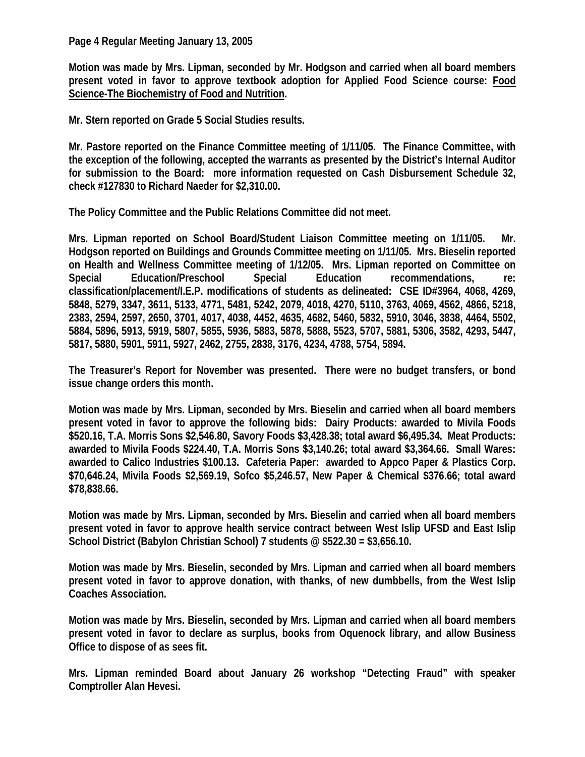**Page 4 Regular Meeting January 13, 2005**

**Motion was made by Mrs. Lipman, seconded by Mr. Hodgson and carried when all board members present voted in favor to approve textbook adoption for Applied Food Science course: <u>Food Science-The Biochemistry of Food and Nutrition</u>.**

**Mr. Stern reported on Grade 5 Social Studies results.**

**Mr. Pastore reported on the Finance Committee meeting of 1/11/05. The Finance Committee, with the exception of the following, accepted the warrants as presented by the District's Internal Auditor for submission to the Board: more information requested on Cash Disbursement Schedule 32, check #127830 to Richard Naeder for $2,310.00.**

**The Policy Committee and the Public Relations Committee did not meet.**

**Mrs. Lipman reported on School Board/Student Liaison Committee meeting on 1/11/05. Mr. Hodgson reported on Buildings and Grounds Committee meeting on 1/11/05. Mrs. Bieselin reported on Health and Wellness Committee meeting of 1/12/05. Mrs. Lipman reported on Committee on Special Education/Preschool Special Education recommendations, re: classification/placement/I.E.P. modifications of students as delineated: CSE ID#3964, 4068, 4269, 5848, 5279, 3347, 3611, 5133, 4771, 5481, 5242, 2079, 4018, 4270, 5110, 3763, 4069, 4562, 4866, 5218, 2383, 2594, 2597, 2650, 3701, 4017, 4038, 4452, 4635, 4682, 5460, 5832, 5910, 3046, 3838, 4464, 5502, 5884, 5896, 5913, 5919, 5807, 5855, 5936, 5883, 5878, 5888, 5523, 5707, 5881, 5306, 3582, 4293, 5447, 5817, 5880, 5901, 5911, 5927, 2462, 2755, 2838, 3176, 4234, 4788, 5754, 5894.**

**The Treasurer's Report for November was presented. There were no budget transfers, or bond issue change orders this month.**

**Motion was made by Mrs. Lipman, seconded by Mrs. Bieselin and carried when all board members present voted in favor to approve the following bids: Dairy Products: awarded to Mivila Foods $520.16, T.A. Morris Sons $2,546.80, Savory Foods $3,428.38; total award $6,495.34. Meat Products: awarded to Mivila Foods $224.40, T.A. Morris Sons $3,140.26; total award $3,364.66. Small Wares: awarded to Calico Industries $100.13. Cafeteria Paper: awarded to Appco Paper & Plastics Corp. $70,646.24, Mivila Foods $2,569.19, Sofco $5,246.57, New Paper & Chemical $376.66; total award $78,838.66.**

**Motion was made by Mrs. Lipman, seconded by Mrs. Bieselin and carried when all board members present voted in favor to approve health service contract between West Islip UFSD and East Islip School District (Babylon Christian School) 7 students @ $522.30 = $3,656.10.**

**Motion was made by Mrs. Bieselin, seconded by Mrs. Lipman and carried when all board members present voted in favor to approve donation, with thanks, of new dumbbells, from the West Islip Coaches Association.**

**Motion was made by Mrs. Bieselin, seconded by Mrs. Lipman and carried when all board members present voted in favor to declare as surplus, books from Oquenock library, and allow Business Office to dispose of as sees fit.**

**Mrs. Lipman reminded Board about January 26 workshop "Detecting Fraud" with speaker Comptroller Alan Hevesi.**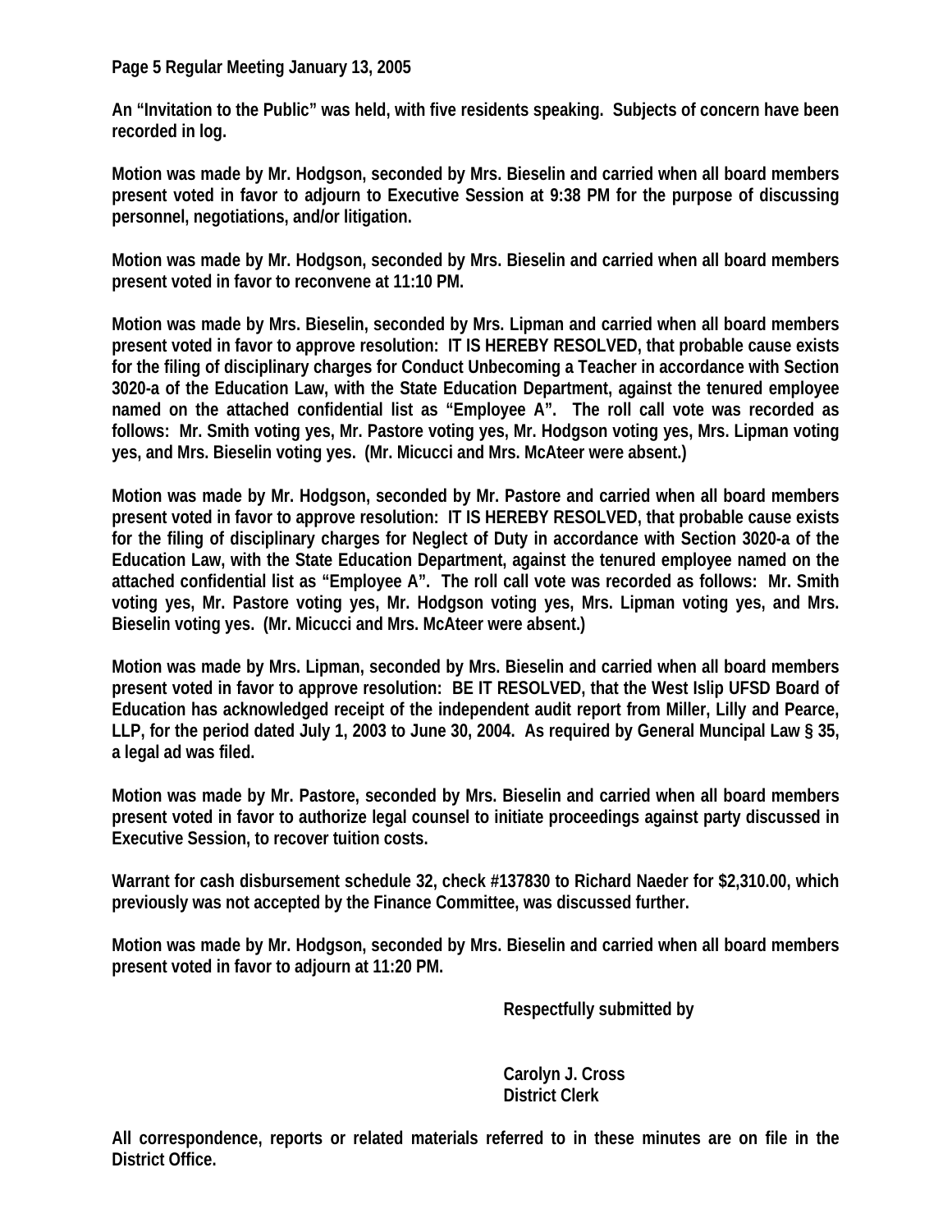**An "Invitation to the Public" was held, with five residents speaking. Subjects of concern have been recorded in log.**

**Motion was made by Mr. Hodgson, seconded by Mrs. Bieselin and carried when all board members present voted in favor to adjourn to Executive Session at 9:38 PM for the purpose of discussing personnel, negotiations, and/or litigation.**

**Motion was made by Mr. Hodgson, seconded by Mrs. Bieselin and carried when all board members present voted in favor to reconvene at 11:10 PM.**

**Motion was made by Mrs. Bieselin, seconded by Mrs. Lipman and carried when all board members present voted in favor to approve resolution: IT IS HEREBY RESOLVED, that probable cause exists for the filing of disciplinary charges for Conduct Unbecoming a Teacher in accordance with Section 3020-a of the Education Law, with the State Education Department, against the tenured employee named on the attached confidential list as "Employee A". The roll call vote was recorded as follows: Mr. Smith voting yes, Mr. Pastore voting yes, Mr. Hodgson voting yes, Mrs. Lipman voting yes, and Mrs. Bieselin voting yes. (Mr. Micucci and Mrs. McAteer were absent.)**

**Motion was made by Mr. Hodgson, seconded by Mr. Pastore and carried when all board members present voted in favor to approve resolution: IT IS HEREBY RESOLVED, that probable cause exists for the filing of disciplinary charges for Neglect of Duty in accordance with Section 3020-a of the Education Law, with the State Education Department, against the tenured employee named on the attached confidential list as "Employee A". The roll call vote was recorded as follows: Mr. Smith voting yes, Mr. Pastore voting yes, Mr. Hodgson voting yes, Mrs. Lipman voting yes, and Mrs. Bieselin voting yes. (Mr. Micucci and Mrs. McAteer were absent.)**

**Motion was made by Mrs. Lipman, seconded by Mrs. Bieselin and carried when all board members present voted in favor to approve resolution: BE IT RESOLVED, that the West Islip UFSD Board of Education has acknowledged receipt of the independent audit report from Miller, Lilly and Pearce, LLP, for the period dated July 1, 2003 to June 30, 2004. As required by General Muncipal Law § 35, a legal ad was filed.**

**Motion was made by Mr. Pastore, seconded by Mrs. Bieselin and carried when all board members present voted in favor to authorize legal counsel to initiate proceedings against party discussed in Executive Session, to recover tuition costs.**

**Warrant for cash disbursement schedule 32, check #137830 to Richard Naeder for $2,310.00, which previously was not accepted by the Finance Committee, was discussed further.**

**Motion was made by Mr. Hodgson, seconded by Mrs. Bieselin and carried when all board members present voted in favor to adjourn at 11:20 PM.**

**Respectfully submitted by**

**Carolyn J. Cross**
**District Clerk**

**All correspondence, reports or related materials referred to in these minutes are on file in the District Office.**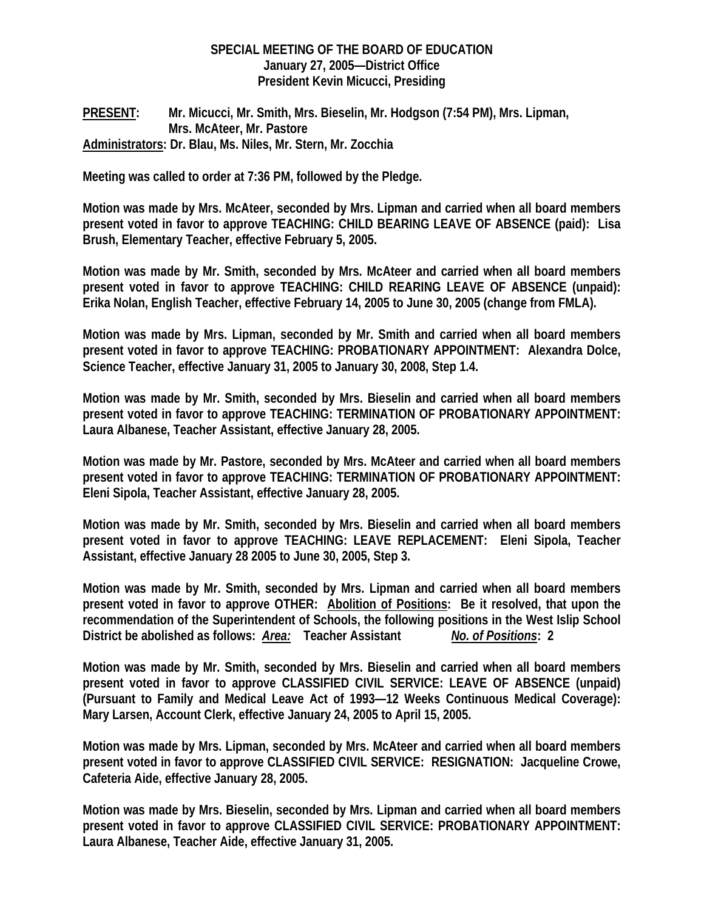**SPECIAL MEETING OF THE BOARD OF EDUCATION**
**January 27, 2005—District Office**
**President Kevin Micucci, Presiding**

**<u>PRESENT</u>: Mr. Micucci, Mr. Smith, Mrs. Bieselin, Mr. Hodgson (7:54 PM), Mrs. Lipman, Mrs. McAteer, Mr. Pastore**
**<u>Administrators</u>: Dr. Blau, Ms. Niles, Mr. Stern, Mr. Zocchia**

**Meeting was called to order at 7:36 PM, followed by the Pledge.**

**Motion was made by Mrs. McAteer, seconded by Mrs. Lipman and carried when all board members present voted in favor to approve TEACHING: CHILD BEARING LEAVE OF ABSENCE (paid): Lisa Brush, Elementary Teacher, effective February 5, 2005.**

**Motion was made by Mr. Smith, seconded by Mrs. McAteer and carried when all board members present voted in favor to approve TEACHING: CHILD REARING LEAVE OF ABSENCE (unpaid): Erika Nolan, English Teacher, effective February 14, 2005 to June 30, 2005 (change from FMLA).**

**Motion was made by Mrs. Lipman, seconded by Mr. Smith and carried when all board members present voted in favor to approve TEACHING: PROBATIONARY APPOINTMENT: Alexandra Dolce, Science Teacher, effective January 31, 2005 to January 30, 2008, Step 1.4.**

**Motion was made by Mr. Smith, seconded by Mrs. Bieselin and carried when all board members present voted in favor to approve TEACHING: TERMINATION OF PROBATIONARY APPOINTMENT: Laura Albanese, Teacher Assistant, effective January 28, 2005.**

**Motion was made by Mr. Pastore, seconded by Mrs. McAteer and carried when all board members present voted in favor to approve TEACHING: TERMINATION OF PROBATIONARY APPOINTMENT: Eleni Sipola, Teacher Assistant, effective January 28, 2005.**

**Motion was made by Mr. Smith, seconded by Mrs. Bieselin and carried when all board members present voted in favor to approve TEACHING: LEAVE REPLACEMENT: Eleni Sipola, Teacher Assistant, effective January 28 2005 to June 30, 2005, Step 3.**

**Motion was made by Mr. Smith, seconded by Mrs. Lipman and carried when all board members present voted in favor to approve OTHER: <u>Abolition of Positions</u>: Be it resolved, that upon the recommendation of the Superintendent of Schools, the following positions in the West Islip School District be abolished as follows: *<u>Area:</u>* Teacher Assistant *<u>No. of Positions</u>*: 2**

**Motion was made by Mr. Smith, seconded by Mrs. Bieselin and carried when all board members present voted in favor to approve CLASSIFIED CIVIL SERVICE: LEAVE OF ABSENCE (unpaid) (Pursuant to Family and Medical Leave Act of 1993—12 Weeks Continuous Medical Coverage): Mary Larsen, Account Clerk, effective January 24, 2005 to April 15, 2005.**

**Motion was made by Mrs. Lipman, seconded by Mrs. McAteer and carried when all board members present voted in favor to approve CLASSIFIED CIVIL SERVICE: RESIGNATION: Jacqueline Crowe, Cafeteria Aide, effective January 28, 2005.**

**Motion was made by Mrs. Bieselin, seconded by Mrs. Lipman and carried when all board members present voted in favor to approve CLASSIFIED CIVIL SERVICE: PROBATIONARY APPOINTMENT: Laura Albanese, Teacher Aide, effective January 31, 2005.**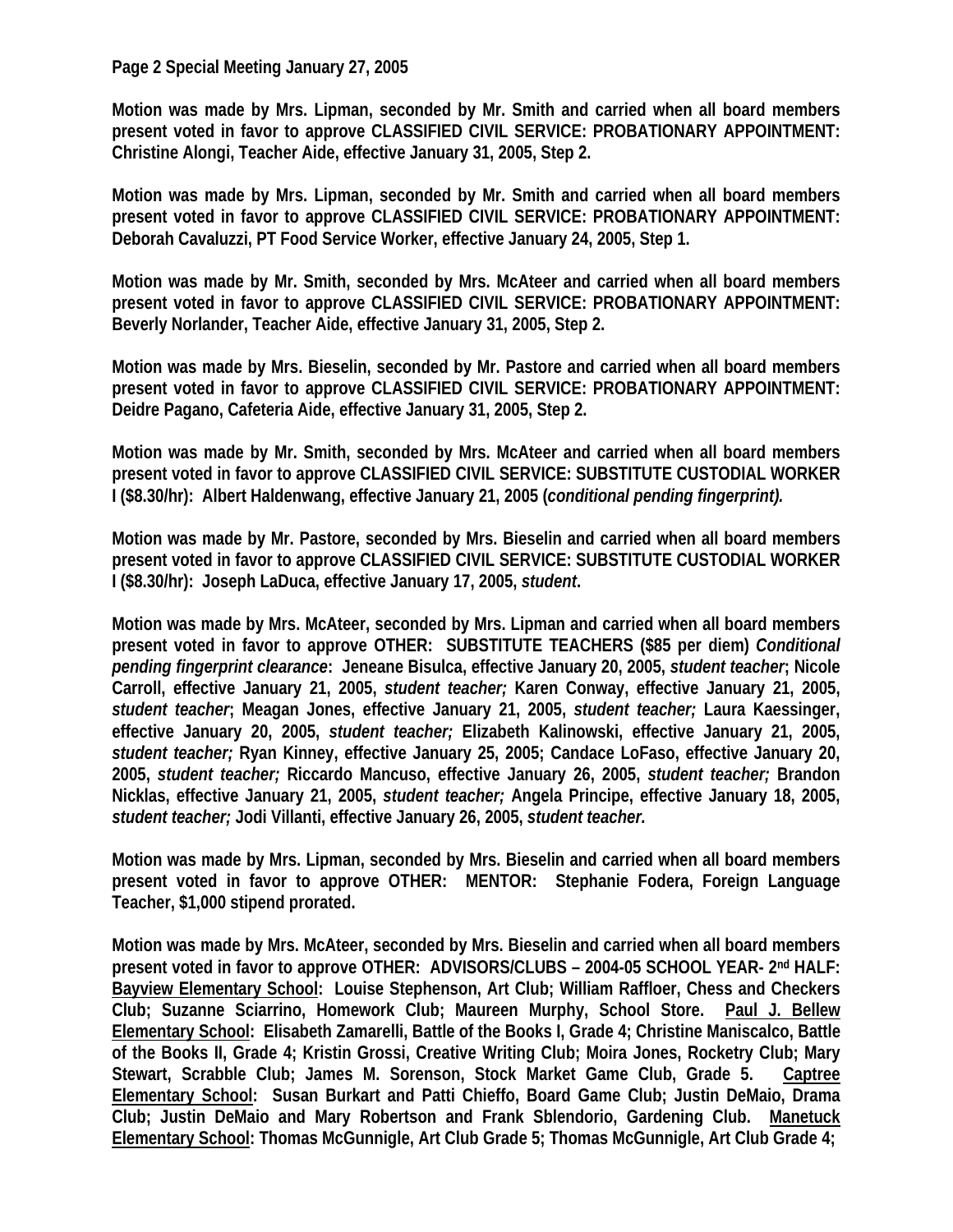**Motion was made by Mrs. Lipman, seconded by Mr. Smith and carried when all board members present voted in favor to approve CLASSIFIED CIVIL SERVICE: PROBATIONARY APPOINTMENT: Christine Alongi, Teacher Aide, effective January 31, 2005, Step 2.**

**Motion was made by Mrs. Lipman, seconded by Mr. Smith and carried when all board members present voted in favor to approve CLASSIFIED CIVIL SERVICE: PROBATIONARY APPOINTMENT: Deborah Cavaluzzi, PT Food Service Worker, effective January 24, 2005, Step 1.**

**Motion was made by Mr. Smith, seconded by Mrs. McAteer and carried when all board members present voted in favor to approve CLASSIFIED CIVIL SERVICE: PROBATIONARY APPOINTMENT: Beverly Norlander, Teacher Aide, effective January 31, 2005, Step 2.**

**Motion was made by Mrs. Bieselin, seconded by Mr. Pastore and carried when all board members present voted in favor to approve CLASSIFIED CIVIL SERVICE: PROBATIONARY APPOINTMENT: Deidre Pagano, Cafeteria Aide, effective January 31, 2005, Step 2.**

**Motion was made by Mr. Smith, seconded by Mrs. McAteer and carried when all board members present voted in favor to approve CLASSIFIED CIVIL SERVICE: SUBSTITUTE CUSTODIAL WORKER I ($8.30/hr): Albert Haldenwang, effective January 21, 2005 (*conditional pending fingerprint).***

**Motion was made by Mr. Pastore, seconded by Mrs. Bieselin and carried when all board members present voted in favor to approve CLASSIFIED CIVIL SERVICE: SUBSTITUTE CUSTODIAL WORKER I ($8.30/hr): Joseph LaDuca, effective January 17, 2005, *student*.**

**Motion was made by Mrs. McAteer, seconded by Mrs. Lipman and carried when all board members present voted in favor to approve OTHER: SUBSTITUTE TEACHERS ($85 per diem) *Conditional pending fingerprint clearance*: Jeneane Bisulca, effective January 20, 2005, *student teacher*; Nicole Carroll, effective January 21, 2005, *student teacher;* Karen Conway, effective January 21, 2005, *student teacher*; Meagan Jones, effective January 21, 2005, *student teacher;* Laura Kaessinger, effective January 20, 2005, *student teacher;* Elizabeth Kalinowski, effective January 21, 2005, *student teacher;* Ryan Kinney, effective January 25, 2005; Candace LoFaso, effective January 20, 2005, *student teacher;* Riccardo Mancuso, effective January 26, 2005, *student teacher;* Brandon Nicklas, effective January 21, 2005, *student teacher;* Angela Principe, effective January 18, 2005, *student teacher;* Jodi Villanti, effective January 26, 2005, *student teacher.***

**Motion was made by Mrs. Lipman, seconded by Mrs. Bieselin and carried when all board members present voted in favor to approve OTHER: MENTOR: Stephanie Fodera, Foreign Language Teacher, $1,000 stipend prorated.**

**Motion was made by Mrs. McAteer, seconded by Mrs. Bieselin and carried when all board members present voted in favor to approve OTHER: ADVISORS/CLUBS – 2004-05 SCHOOL YEAR- 2nd HALF: <u>Bayview Elementary School</u>: Louise Stephenson, Art Club; William Raffloer, Chess and Checkers Club; Suzanne Sciarrino, Homework Club; Maureen Murphy, School Store. <u>Paul J. Bellew Elementary School</u>: Elisabeth Zamarelli, Battle of the Books I, Grade 4; Christine Maniscalco, Battle of the Books II, Grade 4; Kristin Grossi, Creative Writing Club; Moira Jones, Rocketry Club; Mary Stewart, Scrabble Club; James M. Sorenson, Stock Market Game Club, Grade 5. <u>Captree Elementary School</u>: Susan Burkart and Patti Chieffo, Board Game Club; Justin DeMaio, Drama Club; Justin DeMaio and Mary Robertson and Frank Sblendorio, Gardening Club. <u>Manetuck Elementary School</u>: Thomas McGunnigle, Art Club Grade 5; Thomas McGunnigle, Art Club Grade 4;**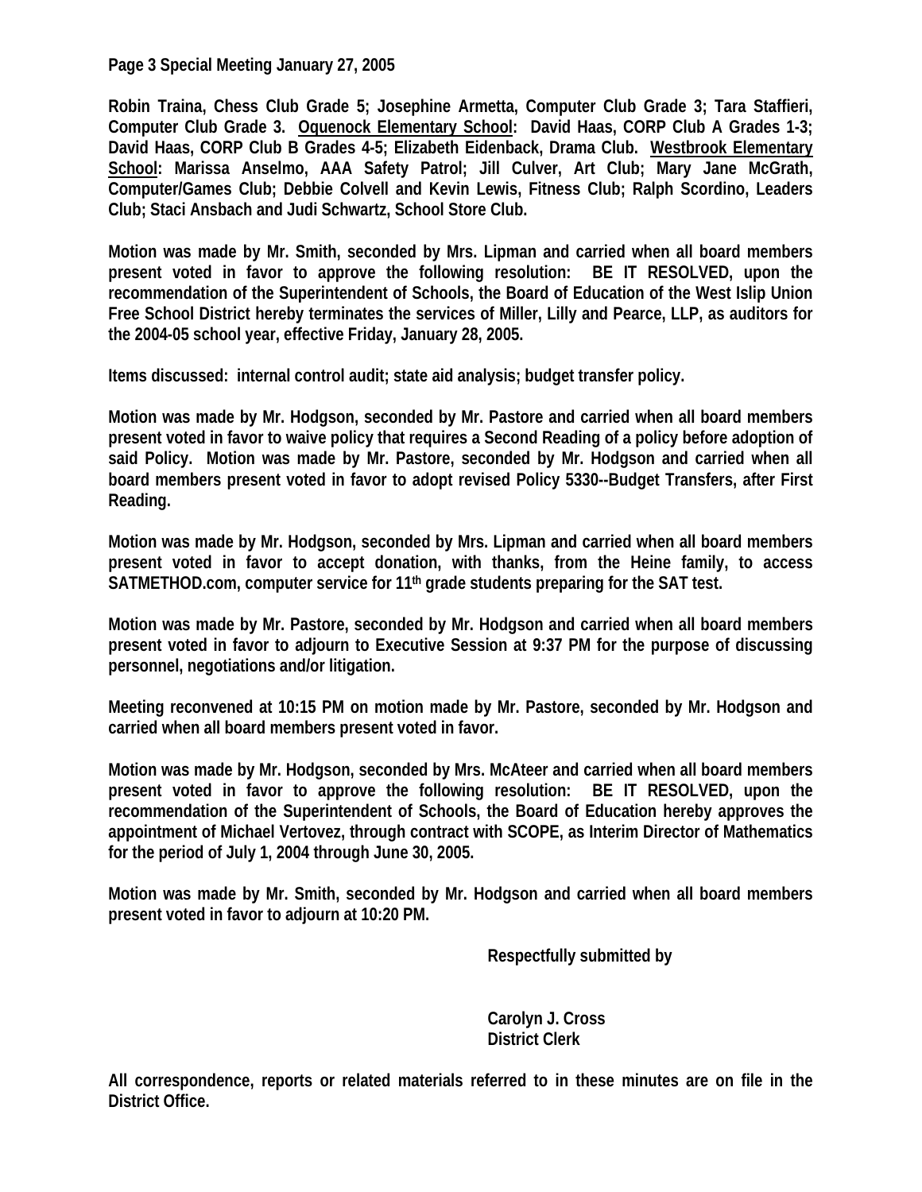Robin Traina, Chess Club Grade 5; Josephine Armetta, Computer Club Grade 3; Tara Staffieri, Computer Club Grade 3. Oquenock Elementary School: David Haas, CORP Club A Grades 1-3; David Haas, CORP Club B Grades 4-5; Elizabeth Eidenback, Drama Club. Westbrook Elementary School: Marissa Anselmo, AAA Safety Patrol; Jill Culver, Art Club; Mary Jane McGrath, Computer/Games Club; Debbie Colvell and Kevin Lewis, Fitness Club; Ralph Scordino, Leaders Club; Staci Ansbach and Judi Schwartz, School Store Club.

Motion was made by Mr. Smith, seconded by Mrs. Lipman and carried when all board members present voted in favor to approve the following resolution: BE IT RESOLVED, upon the recommendation of the Superintendent of Schools, the Board of Education of the West Islip Union Free School District hereby terminates the services of Miller, Lilly and Pearce, LLP, as auditors for the 2004-05 school year, effective Friday, January 28, 2005.

Items discussed: internal control audit; state aid analysis; budget transfer policy.

Motion was made by Mr. Hodgson, seconded by Mr. Pastore and carried when all board members present voted in favor to waive policy that requires a Second Reading of a policy before adoption of said Policy. Motion was made by Mr. Pastore, seconded by Mr. Hodgson and carried when all board members present voted in favor to adopt revised Policy 5330--Budget Transfers, after First Reading.

Motion was made by Mr. Hodgson, seconded by Mrs. Lipman and carried when all board members present voted in favor to accept donation, with thanks, from the Heine family, to access SATMETHOD.com, computer service for 11th grade students preparing for the SAT test.

Motion was made by Mr. Pastore, seconded by Mr. Hodgson and carried when all board members present voted in favor to adjourn to Executive Session at 9:37 PM for the purpose of discussing personnel, negotiations and/or litigation.

Meeting reconvened at 10:15 PM on motion made by Mr. Pastore, seconded by Mr. Hodgson and carried when all board members present voted in favor.

Motion was made by Mr. Hodgson, seconded by Mrs. McAteer and carried when all board members present voted in favor to approve the following resolution: BE IT RESOLVED, upon the recommendation of the Superintendent of Schools, the Board of Education hereby approves the appointment of Michael Vertovez, through contract with SCOPE, as Interim Director of Mathematics for the period of July 1, 2004 through June 30, 2005.

Motion was made by Mr. Smith, seconded by Mr. Hodgson and carried when all board members present voted in favor to adjourn at 10:20 PM.

Respectfully submitted by

Carolyn J. Cross
District Clerk

All correspondence, reports or related materials referred to in these minutes are on file in the District Office.